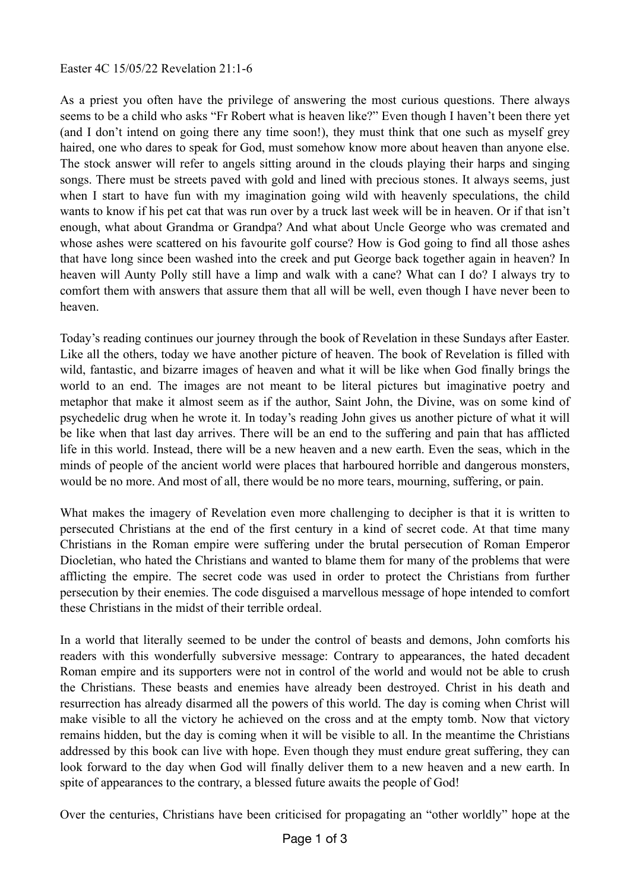Easter 4C 15/05/22 Revelation 21:1-6

As a priest you often have the privilege of answering the most curious questions. There always seems to be a child who asks "Fr Robert what is heaven like?" Even though I haven't been there yet (and I don't intend on going there any time soon!), they must think that one such as myself grey haired, one who dares to speak for God, must somehow know more about heaven than anyone else. The stock answer will refer to angels sitting around in the clouds playing their harps and singing songs. There must be streets paved with gold and lined with precious stones. It always seems, just when I start to have fun with my imagination going wild with heavenly speculations, the child wants to know if his pet cat that was run over by a truck last week will be in heaven. Or if that isn't enough, what about Grandma or Grandpa? And what about Uncle George who was cremated and whose ashes were scattered on his favourite golf course? How is God going to find all those ashes that have long since been washed into the creek and put George back together again in heaven? In heaven will Aunty Polly still have a limp and walk with a cane? What can I do? I always try to comfort them with answers that assure them that all will be well, even though I have never been to heaven.

Today's reading continues our journey through the book of Revelation in these Sundays after Easter. Like all the others, today we have another picture of heaven. The book of Revelation is filled with wild, fantastic, and bizarre images of heaven and what it will be like when God finally brings the world to an end. The images are not meant to be literal pictures but imaginative poetry and metaphor that make it almost seem as if the author, Saint John, the Divine, was on some kind of psychedelic drug when he wrote it. In today's reading John gives us another picture of what it will be like when that last day arrives. There will be an end to the suffering and pain that has afflicted life in this world. Instead, there will be a new heaven and a new earth. Even the seas, which in the minds of people of the ancient world were places that harboured horrible and dangerous monsters, would be no more. And most of all, there would be no more tears, mourning, suffering, or pain.

What makes the imagery of Revelation even more challenging to decipher is that it is written to persecuted Christians at the end of the first century in a kind of secret code. At that time many Christians in the Roman empire were suffering under the brutal persecution of Roman Emperor Diocletian, who hated the Christians and wanted to blame them for many of the problems that were afflicting the empire. The secret code was used in order to protect the Christians from further persecution by their enemies. The code disguised a marvellous message of hope intended to comfort these Christians in the midst of their terrible ordeal.

In a world that literally seemed to be under the control of beasts and demons, John comforts his readers with this wonderfully subversive message: Contrary to appearances, the hated decadent Roman empire and its supporters were not in control of the world and would not be able to crush the Christians. These beasts and enemies have already been destroyed. Christ in his death and resurrection has already disarmed all the powers of this world. The day is coming when Christ will make visible to all the victory he achieved on the cross and at the empty tomb. Now that victory remains hidden, but the day is coming when it will be visible to all. In the meantime the Christians addressed by this book can live with hope. Even though they must endure great suffering, they can look forward to the day when God will finally deliver them to a new heaven and a new earth. In spite of appearances to the contrary, a blessed future awaits the people of God!

Over the centuries, Christians have been criticised for propagating an "other worldly" hope at the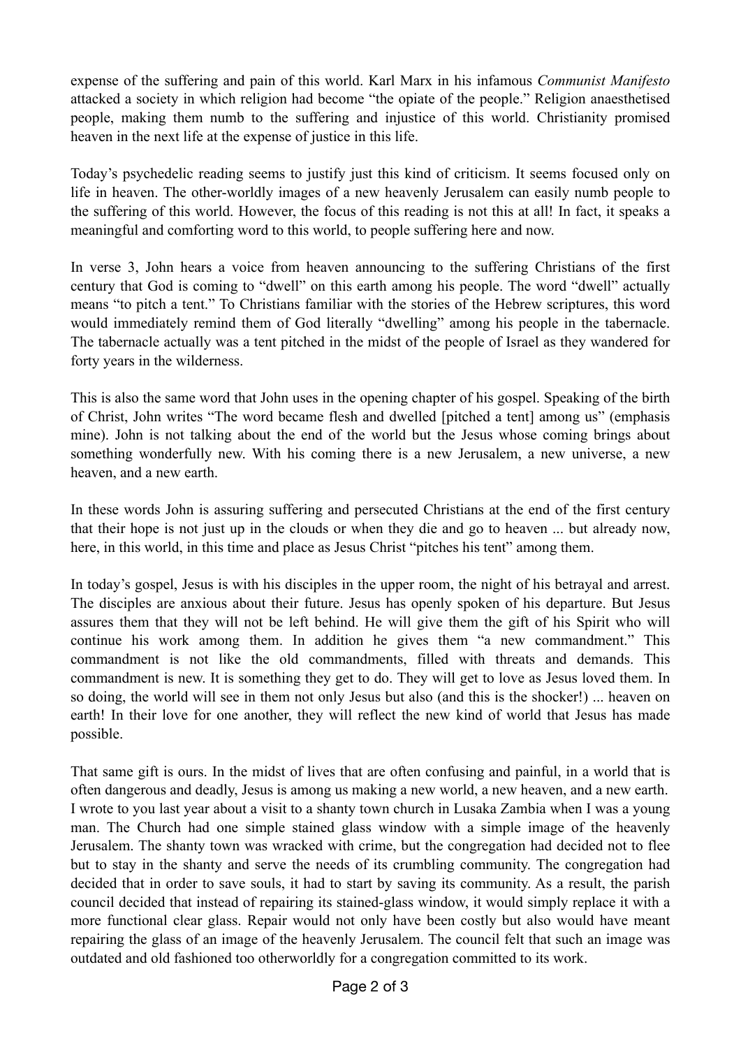expense of the suffering and pain of this world. Karl Marx in his infamous *Communist Manifesto* attacked a society in which religion had become "the opiate of the people." Religion anaesthetised people, making them numb to the suffering and injustice of this world. Christianity promised heaven in the next life at the expense of justice in this life.

Today's psychedelic reading seems to justify just this kind of criticism. It seems focused only on life in heaven. The other-worldly images of a new heavenly Jerusalem can easily numb people to the suffering of this world. However, the focus of this reading is not this at all! In fact, it speaks a meaningful and comforting word to this world, to people suffering here and now.

In verse 3, John hears a voice from heaven announcing to the suffering Christians of the first century that God is coming to "dwell" on this earth among his people. The word "dwell" actually means "to pitch a tent." To Christians familiar with the stories of the Hebrew scriptures, this word would immediately remind them of God literally "dwelling" among his people in the tabernacle. The tabernacle actually was a tent pitched in the midst of the people of Israel as they wandered for forty years in the wilderness.

This is also the same word that John uses in the opening chapter of his gospel. Speaking of the birth of Christ, John writes "The word became flesh and dwelled [pitched a tent] among us" (emphasis mine). John is not talking about the end of the world but the Jesus whose coming brings about something wonderfully new. With his coming there is a new Jerusalem, a new universe, a new heaven, and a new earth.

In these words John is assuring suffering and persecuted Christians at the end of the first century that their hope is not just up in the clouds or when they die and go to heaven ... but already now, here, in this world, in this time and place as Jesus Christ "pitches his tent" among them.

In today's gospel, Jesus is with his disciples in the upper room, the night of his betrayal and arrest. The disciples are anxious about their future. Jesus has openly spoken of his departure. But Jesus assures them that they will not be left behind. He will give them the gift of his Spirit who will continue his work among them. In addition he gives them "a new commandment." This commandment is not like the old commandments, filled with threats and demands. This commandment is new. It is something they get to do. They will get to love as Jesus loved them. In so doing, the world will see in them not only Jesus but also (and this is the shocker!) ... heaven on earth! In their love for one another, they will reflect the new kind of world that Jesus has made possible.

That same gift is ours. In the midst of lives that are often confusing and painful, in a world that is often dangerous and deadly, Jesus is among us making a new world, a new heaven, and a new earth. I wrote to you last year about a visit to a shanty town church in Lusaka Zambia when I was a young man. The Church had one simple stained glass window with a simple image of the heavenly Jerusalem. The shanty town was wracked with crime, but the congregation had decided not to flee but to stay in the shanty and serve the needs of its crumbling community. The congregation had decided that in order to save souls, it had to start by saving its community. As a result, the parish council decided that instead of repairing its stained-glass window, it would simply replace it with a more functional clear glass. Repair would not only have been costly but also would have meant repairing the glass of an image of the heavenly Jerusalem. The council felt that such an image was outdated and old fashioned too otherworldly for a congregation committed to its work.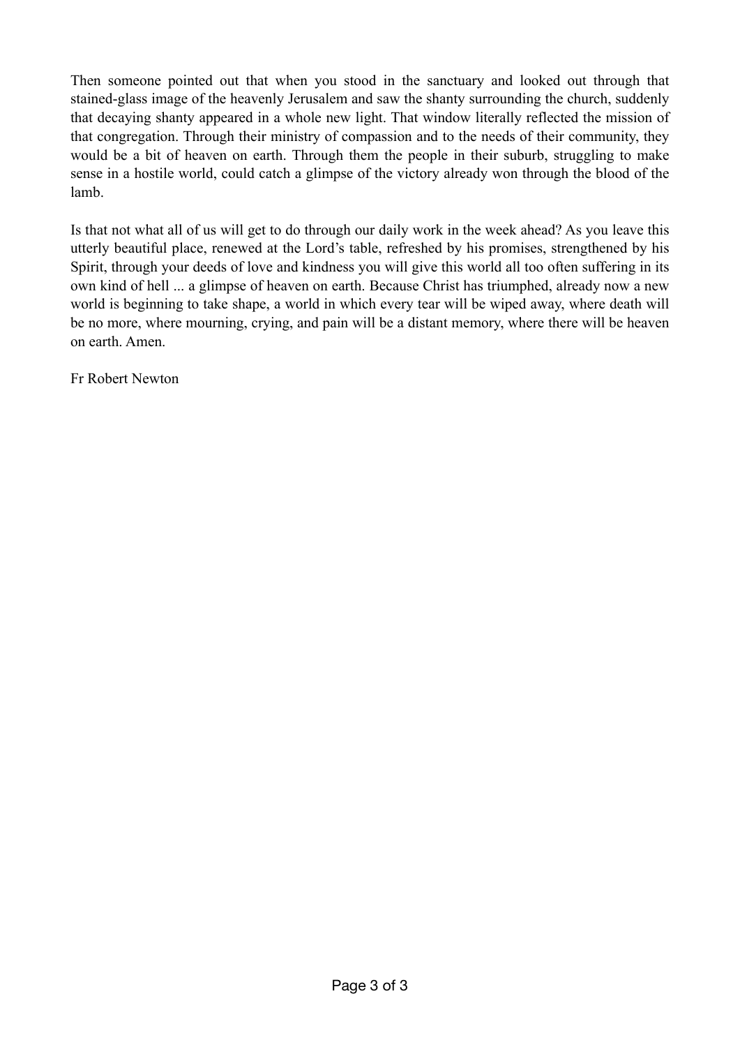Then someone pointed out that when you stood in the sanctuary and looked out through that stained-glass image of the heavenly Jerusalem and saw the shanty surrounding the church, suddenly that decaying shanty appeared in a whole new light. That window literally reflected the mission of that congregation. Through their ministry of compassion and to the needs of their community, they would be a bit of heaven on earth. Through them the people in their suburb, struggling to make sense in a hostile world, could catch a glimpse of the victory already won through the blood of the lamb.

Is that not what all of us will get to do through our daily work in the week ahead? As you leave this utterly beautiful place, renewed at the Lord's table, refreshed by his promises, strengthened by his Spirit, through your deeds of love and kindness you will give this world all too often suffering in its own kind of hell ... a glimpse of heaven on earth. Because Christ has triumphed, already now a new world is beginning to take shape, a world in which every tear will be wiped away, where death will be no more, where mourning, crying, and pain will be a distant memory, where there will be heaven on earth. Amen.

Fr Robert Newton